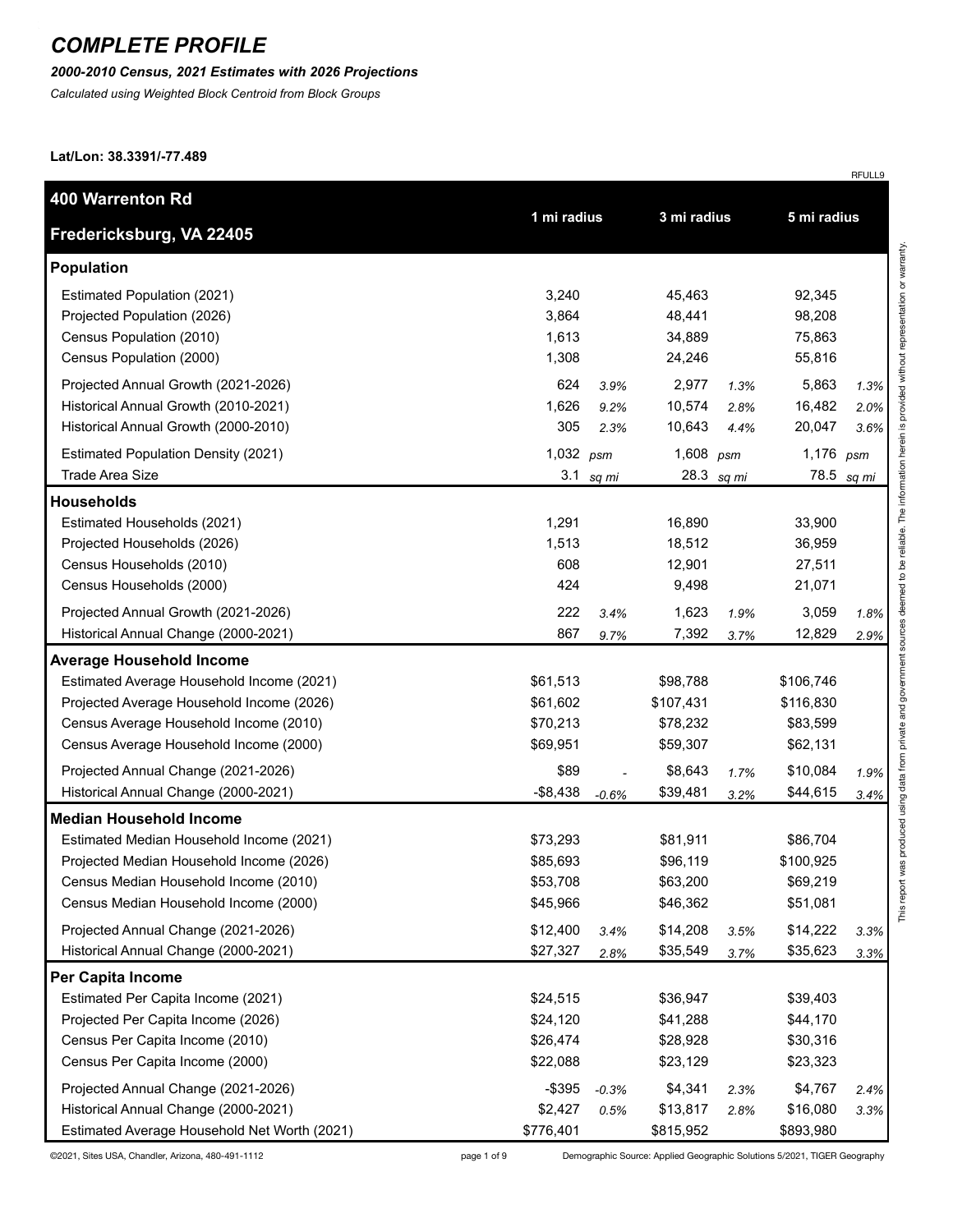# COMPLETE PROFILE

***2000-2010 Census, 2021 Estimates with 2026 Projections***

*Calculated using Weighted Block Centroid from Block Groups*

**Lat/Lon: 38.3391/-77.489**

RFULL9

| 400 Warrenton Rd<br>Fredericksburg, VA 22405 | 1 mi radius | | 3 mi radius | | 5 mi radius | |
|---|---|---|---|---|---|---|
| **Population** | | | | | | |
| Estimated Population (2021) | 3,240 | | 45,463 | | 92,345 | |
| Projected Population (2026) | 3,864 | | 48,441 | | 98,208 | |
| Census Population (2010) | 1,613 | | 34,889 | | 75,863 | |
| Census Population (2000) | 1,308 | | 24,246 | | 55,816 | |
| Projected Annual Growth (2021-2026) | 624 | *3.9%* | 2,977 | *1.3%* | 5,863 | *1.3%* |
| Historical Annual Growth (2010-2021) | 1,626 | *9.2%* | 10,574 | *2.8%* | 16,482 | *2.0%* |
| Historical Annual Growth (2000-2010) | 305 | *2.3%* | 10,643 | *4.4%* | 20,047 | *3.6%* |
| Estimated Population Density (2021) | 1,032 | *psm* | 1,608 | *psm* | 1,176 | *psm* |
| Trade Area Size | 3.1 | *sq mi* | 28.3 | *sq mi* | 78.5 | *sq mi* |
| **Households** | | | | | | |
| Estimated Households (2021) | 1,291 | | 16,890 | | 33,900 | |
| Projected Households (2026) | 1,513 | | 18,512 | | 36,959 | |
| Census Households (2010) | 608 | | 12,901 | | 27,511 | |
| Census Households (2000) | 424 | | 9,498 | | 21,071 | |
| Projected Annual Growth (2021-2026) | 222 | *3.4%* | 1,623 | *1.9%* | 3,059 | *1.8%* |
| Historical Annual Change (2000-2021) | 867 | *9.7%* | 7,392 | *3.7%* | 12,829 | *2.9%* |
| **Average Household Income** | | | | | | |
| Estimated Average Household Income (2021) | $61,513 | | $98,788 | | $106,746 | |
| Projected Average Household Income (2026) | $61,602 | | $107,431 | | $116,830 | |
| Census Average Household Income (2010) | $70,213 | | $78,232 | | $83,599 | |
| Census Average Household Income (2000) | $69,951 | | $59,307 | | $62,131 | |
| Projected Annual Change (2021-2026) | $89 | - | $8,643 | *1.7%* | $10,084 | *1.9%* |
| Historical Annual Change (2000-2021) | -$8,438 | *-0.6%* | $39,481 | *3.2%* | $44,615 | *3.4%* |
| **Median Household Income** | | | | | | |
| Estimated Median Household Income (2021) | $73,293 | | $81,911 | | $86,704 | |
| Projected Median Household Income (2026) | $85,693 | | $96,119 | | $100,925 | |
| Census Median Household Income (2010) | $53,708 | | $63,200 | | $69,219 | |
| Census Median Household Income (2000) | $45,966 | | $46,362 | | $51,081 | |
| Projected Annual Change (2021-2026) | $12,400 | *3.4%* | $14,208 | *3.5%* | $14,222 | *3.3%* |
| Historical Annual Change (2000-2021) | $27,327 | *2.8%* | $35,549 | *3.7%* | $35,623 | *3.3%* |
| **Per Capita Income** | | | | | | |
| Estimated Per Capita Income (2021) | $24,515 | | $36,947 | | $39,403 | |
| Projected Per Capita Income (2026) | $24,120 | | $41,288 | | $44,170 | |
| Census Per Capita Income (2010) | $26,474 | | $28,928 | | $30,316 | |
| Census Per Capita Income (2000) | $22,088 | | $23,129 | | $23,323 | |
| Projected Annual Change (2021-2026) | -$395 | *-0.3%* | $4,341 | *2.3%* | $4,767 | *2.4%* |
| Historical Annual Change (2000-2021) | $2,427 | *0.5%* | $13,817 | *2.8%* | $16,080 | *3.3%* |
| Estimated Average Household Net Worth (2021) | $776,401 | | $815,952 | | $893,980 | |

This report was produced using data from private and government sources deemed to be reliable. The information herein is provided without representation or warranty.

©2021, Sites USA, Chandler, Arizona, 480-491-1112

Demographic Source: Applied Geographic Solutions 5/2021, TIGER Geography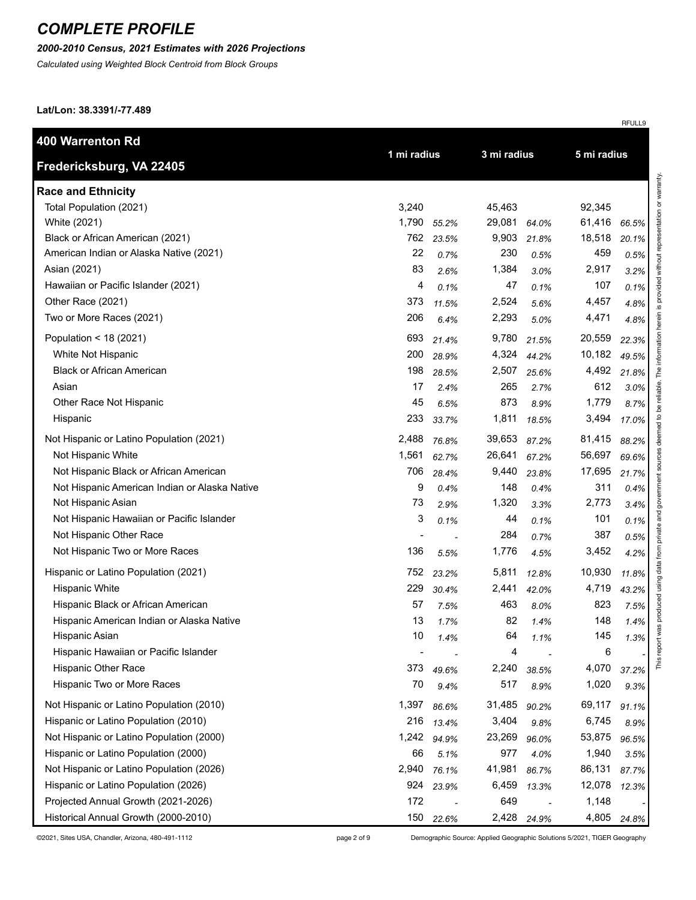# COMPLETE PROFILE

***2000-2010 Census, 2021 Estimates with 2026 Projections***

*Calculated using Weighted Block Centroid from Block Groups*

**Lat/Lon: 38.3391/-77.489**

RFULL9

| **400 Warrenton Rd** **Fredericksburg, VA 22405** | **1 mi radius** | | **3 mi radius** | | **5 mi radius** | |
|---|---|---|---|---|---|---|
| **Race and Ethnicity** | | | | | | |
| Total Population (2021) | 3,240 | | 45,463 | | 92,345 | |
| White (2021) | 1,790 | *55.2%* | 29,081 | *64.0%* | 61,416 | *66.5%* |
| Black or African American (2021) | 762 | *23.5%* | 9,903 | *21.8%* | 18,518 | *20.1%* |
| American Indian or Alaska Native (2021) | 22 | *0.7%* | 230 | *0.5%* | 459 | *0.5%* |
| Asian (2021) | 83 | *2.6%* | 1,384 | *3.0%* | 2,917 | *3.2%* |
| Hawaiian or Pacific Islander (2021) | 4 | *0.1%* | 47 | *0.1%* | 107 | *0.1%* |
| Other Race (2021) | 373 | *11.5%* | 2,524 | *5.6%* | 4,457 | *4.8%* |
| Two or More Races (2021) | 206 | *6.4%* | 2,293 | *5.0%* | 4,471 | *4.8%* |
| Population < 18 (2021) | 693 | *21.4%* | 9,780 | *21.5%* | 20,559 | *22.3%* |
| White Not Hispanic | 200 | *28.9%* | 4,324 | *44.2%* | 10,182 | *49.5%* |
| Black or African American | 198 | *28.5%* | 2,507 | *25.6%* | 4,492 | *21.8%* |
| Asian | 17 | *2.4%* | 265 | *2.7%* | 612 | *3.0%* |
| Other Race Not Hispanic | 45 | *6.5%* | 873 | *8.9%* | 1,779 | *8.7%* |
| Hispanic | 233 | *33.7%* | 1,811 | *18.5%* | 3,494 | *17.0%* |
| Not Hispanic or Latino Population (2021) | 2,488 | *76.8%* | 39,653 | *87.2%* | 81,415 | *88.2%* |
| Not Hispanic White | 1,561 | *62.7%* | 26,641 | *67.2%* | 56,697 | *69.6%* |
| Not Hispanic Black or African American | 706 | *28.4%* | 9,440 | *23.8%* | 17,695 | *21.7%* |
| Not Hispanic American Indian or Alaska Native | 9 | *0.4%* | 148 | *0.4%* | 311 | *0.4%* |
| Not Hispanic Asian | 73 | *2.9%* | 1,320 | *3.3%* | 2,773 | *3.4%* |
| Not Hispanic Hawaiian or Pacific Islander | 3 | *0.1%* | 44 | *0.1%* | 101 | *0.1%* |
| Not Hispanic Other Race | - | - | 284 | *0.7%* | 387 | *0.5%* |
| Not Hispanic Two or More Races | 136 | *5.5%* | 1,776 | *4.5%* | 3,452 | *4.2%* |
| Hispanic or Latino Population (2021) | 752 | *23.2%* | 5,811 | *12.8%* | 10,930 | *11.8%* |
| Hispanic White | 229 | *30.4%* | 2,441 | *42.0%* | 4,719 | *43.2%* |
| Hispanic Black or African American | 57 | *7.5%* | 463 | *8.0%* | 823 | *7.5%* |
| Hispanic American Indian or Alaska Native | 13 | *1.7%* | 82 | *1.4%* | 148 | *1.4%* |
| Hispanic Asian | 10 | *1.4%* | 64 | *1.1%* | 145 | *1.3%* |
| Hispanic Hawaiian or Pacific Islander | - | - | 4 | - | 6 | - |
| Hispanic Other Race | 373 | *49.6%* | 2,240 | *38.5%* | 4,070 | *37.2%* |
| Hispanic Two or More Races | 70 | *9.4%* | 517 | *8.9%* | 1,020 | *9.3%* |
| Not Hispanic or Latino Population (2010) | 1,397 | *86.6%* | 31,485 | *90.2%* | 69,117 | *91.1%* |
| Hispanic or Latino Population (2010) | 216 | *13.4%* | 3,404 | *9.8%* | 6,745 | *8.9%* |
| Not Hispanic or Latino Population (2000) | 1,242 | *94.9%* | 23,269 | *96.0%* | 53,875 | *96.5%* |
| Hispanic or Latino Population (2000) | 66 | *5.1%* | 977 | *4.0%* | 1,940 | *3.5%* |
| Not Hispanic or Latino Population (2026) | 2,940 | *76.1%* | 41,981 | *86.7%* | 86,131 | *87.7%* |
| Hispanic or Latino Population (2026) | 924 | *23.9%* | 6,459 | *13.3%* | 12,078 | *12.3%* |
| Projected Annual Growth (2021-2026) | 172 | - | 649 | - | 1,148 | - |
| Historical Annual Growth (2000-2010) | 150 | *22.6%* | 2,428 | *24.9%* | 4,805 | *24.8%* |

This report was produced using data from private and government sources deemed to be reliable. The information herein is provided without representation or warranty.

©2021, Sites USA, Chandler, Arizona, 480-491-1112

Demographic Source: Applied Geographic Solutions 5/2021, TIGER Geography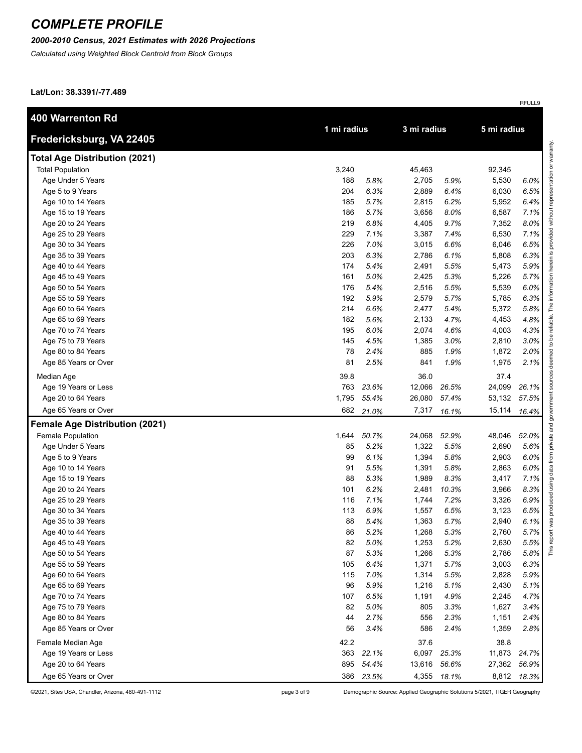# COMPLETE PROFILE

***2000-2010 Census, 2021 Estimates with 2026 Projections***

*Calculated using Weighted Block Centroid from Block Groups*

**Lat/Lon: 38.3391/-77.489**

RFULL9

| **400 Warrenton Rd** **Fredericksburg, VA 22405** | **1 mi radius** | | **3 mi radius** | | **5 mi radius** | |
|---|---|---|---|---|---|---|
| **Total Age Distribution (2021)** | | | | | | |
| Total Population | 3,240 | | 45,463 | | 92,345 | |
| Age Under 5 Years | 188 | *5.8%* | 2,705 | *5.9%* | 5,530 | *6.0%* |
| Age 5 to 9 Years | 204 | *6.3%* | 2,889 | *6.4%* | 6,030 | *6.5%* |
| Age 10 to 14 Years | 185 | *5.7%* | 2,815 | *6.2%* | 5,952 | *6.4%* |
| Age 15 to 19 Years | 186 | *5.7%* | 3,656 | *8.0%* | 6,587 | *7.1%* |
| Age 20 to 24 Years | 219 | *6.8%* | 4,405 | *9.7%* | 7,352 | *8.0%* |
| Age 25 to 29 Years | 229 | *7.1%* | 3,387 | *7.4%* | 6,530 | *7.1%* |
| Age 30 to 34 Years | 226 | *7.0%* | 3,015 | *6.6%* | 6,046 | *6.5%* |
| Age 35 to 39 Years | 203 | *6.3%* | 2,786 | *6.1%* | 5,808 | *6.3%* |
| Age 40 to 44 Years | 174 | *5.4%* | 2,491 | *5.5%* | 5,473 | *5.9%* |
| Age 45 to 49 Years | 161 | *5.0%* | 2,425 | *5.3%* | 5,226 | *5.7%* |
| Age 50 to 54 Years | 176 | *5.4%* | 2,516 | *5.5%* | 5,539 | *6.0%* |
| Age 55 to 59 Years | 192 | *5.9%* | 2,579 | *5.7%* | 5,785 | *6.3%* |
| Age 60 to 64 Years | 214 | *6.6%* | 2,477 | *5.4%* | 5,372 | *5.8%* |
| Age 65 to 69 Years | 182 | *5.6%* | 2,133 | *4.7%* | 4,453 | *4.8%* |
| Age 70 to 74 Years | 195 | *6.0%* | 2,074 | *4.6%* | 4,003 | *4.3%* |
| Age 75 to 79 Years | 145 | *4.5%* | 1,385 | *3.0%* | 2,810 | *3.0%* |
| Age 80 to 84 Years | 78 | *2.4%* | 885 | *1.9%* | 1,872 | *2.0%* |
| Age 85 Years or Over | 81 | *2.5%* | 841 | *1.9%* | 1,975 | *2.1%* |
| Median Age | 39.8 | | 36.0 | | 37.4 | |
| Age 19 Years or Less | 763 | *23.6%* | 12,066 | *26.5%* | 24,099 | *26.1%* |
| Age 20 to 64 Years | 1,795 | *55.4%* | 26,080 | *57.4%* | 53,132 | *57.5%* |
| Age 65 Years or Over | 682 | *21.0%* | 7,317 | *16.1%* | 15,114 | *16.4%* |
| **Female Age Distribution (2021)** | | | | | | |
| Female Population | 1,644 | *50.7%* | 24,068 | *52.9%* | 48,046 | *52.0%* |
| Age Under 5 Years | 85 | *5.2%* | 1,322 | *5.5%* | 2,690 | *5.6%* |
| Age 5 to 9 Years | 99 | *6.1%* | 1,394 | *5.8%* | 2,903 | *6.0%* |
| Age 10 to 14 Years | 91 | *5.5%* | 1,391 | *5.8%* | 2,863 | *6.0%* |
| Age 15 to 19 Years | 88 | *5.3%* | 1,989 | *8.3%* | 3,417 | *7.1%* |
| Age 20 to 24 Years | 101 | *6.2%* | 2,481 | *10.3%* | 3,966 | *8.3%* |
| Age 25 to 29 Years | 116 | *7.1%* | 1,744 | *7.2%* | 3,326 | *6.9%* |
| Age 30 to 34 Years | 113 | *6.9%* | 1,557 | *6.5%* | 3,123 | *6.5%* |
| Age 35 to 39 Years | 88 | *5.4%* | 1,363 | *5.7%* | 2,940 | *6.1%* |
| Age 40 to 44 Years | 86 | *5.2%* | 1,268 | *5.3%* | 2,760 | *5.7%* |
| Age 45 to 49 Years | 82 | *5.0%* | 1,253 | *5.2%* | 2,630 | *5.5%* |
| Age 50 to 54 Years | 87 | *5.3%* | 1,266 | *5.3%* | 2,786 | *5.8%* |
| Age 55 to 59 Years | 105 | *6.4%* | 1,371 | *5.7%* | 3,003 | *6.3%* |
| Age 60 to 64 Years | 115 | *7.0%* | 1,314 | *5.5%* | 2,828 | *5.9%* |
| Age 65 to 69 Years | 96 | *5.9%* | 1,216 | *5.1%* | 2,430 | *5.1%* |
| Age 70 to 74 Years | 107 | *6.5%* | 1,191 | *4.9%* | 2,245 | *4.7%* |
| Age 75 to 79 Years | 82 | *5.0%* | 805 | *3.3%* | 1,627 | *3.4%* |
| Age 80 to 84 Years | 44 | *2.7%* | 556 | *2.3%* | 1,151 | *2.4%* |
| Age 85 Years or Over | 56 | *3.4%* | 586 | *2.4%* | 1,359 | *2.8%* |
| Female Median Age | 42.2 | | 37.6 | | 38.8 | |
| Age 19 Years or Less | 363 | *22.1%* | 6,097 | *25.3%* | 11,873 | *24.7%* |
| Age 20 to 64 Years | 895 | *54.4%* | 13,616 | *56.6%* | 27,362 | *56.9%* |
| Age 65 Years or Over | 386 | *23.5%* | 4,355 | *18.1%* | 8,812 | *18.3%* |

This report was produced using data from private and government sources deemed to be reliable. The information herein is provided without representation or warranty.

©2021, Sites USA, Chandler, Arizona, 480-491-1112

Demographic Source: Applied Geographic Solutions 5/2021, TIGER Geography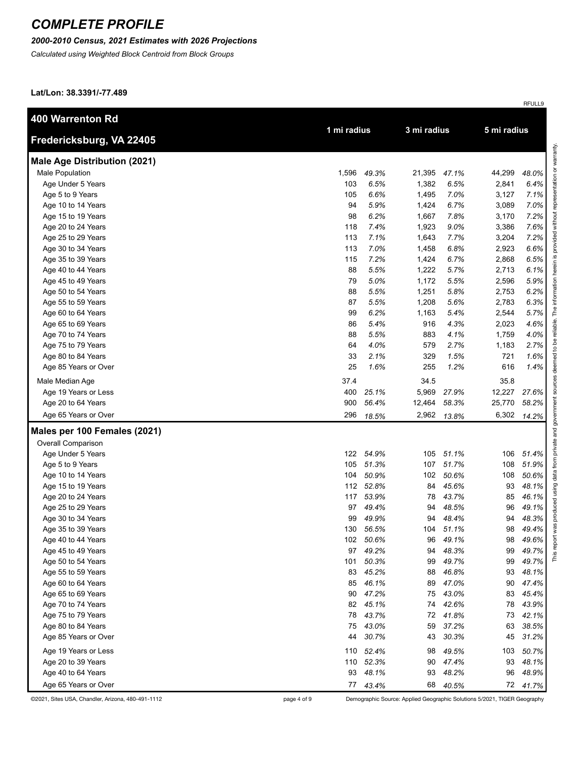# *COMPLETE PROFILE*

***2000-2010 Census, 2021 Estimates with 2026 Projections***

*Calculated using Weighted Block Centroid from Block Groups*

**Lat/Lon: 38.3391/-77.489**

RFULL9

| **400 Warrenton Rd** **Fredericksburg, VA 22405** | **1 mi radius** | | **3 mi radius** | | **5 mi radius** | |
|---|---|---|---|---|---|---|
| **Male Age Distribution (2021)** | | | | | | |
| Male Population | 1,596 | *49.3%* | 21,395 | *47.1%* | 44,299 | *48.0%* |
| Age Under 5 Years | 103 | *6.5%* | 1,382 | *6.5%* | 2,841 | *6.4%* |
| Age 5 to 9 Years | 105 | *6.6%* | 1,495 | *7.0%* | 3,127 | *7.1%* |
| Age 10 to 14 Years | 94 | *5.9%* | 1,424 | *6.7%* | 3,089 | *7.0%* |
| Age 15 to 19 Years | 98 | *6.2%* | 1,667 | *7.8%* | 3,170 | *7.2%* |
| Age 20 to 24 Years | 118 | *7.4%* | 1,923 | *9.0%* | 3,386 | *7.6%* |
| Age 25 to 29 Years | 113 | *7.1%* | 1,643 | *7.7%* | 3,204 | *7.2%* |
| Age 30 to 34 Years | 113 | *7.0%* | 1,458 | *6.8%* | 2,923 | *6.6%* |
| Age 35 to 39 Years | 115 | *7.2%* | 1,424 | *6.7%* | 2,868 | *6.5%* |
| Age 40 to 44 Years | 88 | *5.5%* | 1,222 | *5.7%* | 2,713 | *6.1%* |
| Age 45 to 49 Years | 79 | *5.0%* | 1,172 | *5.5%* | 2,596 | *5.9%* |
| Age 50 to 54 Years | 88 | *5.5%* | 1,251 | *5.8%* | 2,753 | *6.2%* |
| Age 55 to 59 Years | 87 | *5.5%* | 1,208 | *5.6%* | 2,783 | *6.3%* |
| Age 60 to 64 Years | 99 | *6.2%* | 1,163 | *5.4%* | 2,544 | *5.7%* |
| Age 65 to 69 Years | 86 | *5.4%* | 916 | *4.3%* | 2,023 | *4.6%* |
| Age 70 to 74 Years | 88 | *5.5%* | 883 | *4.1%* | 1,759 | *4.0%* |
| Age 75 to 79 Years | 64 | *4.0%* | 579 | *2.7%* | 1,183 | *2.7%* |
| Age 80 to 84 Years | 33 | *2.1%* | 329 | *1.5%* | 721 | *1.6%* |
| Age 85 Years or Over | 25 | *1.6%* | 255 | *1.2%* | 616 | *1.4%* |
| Male Median Age | 37.4 | | 34.5 | | 35.8 | |
| Age 19 Years or Less | 400 | *25.1%* | 5,969 | *27.9%* | 12,227 | *27.6%* |
| Age 20 to 64 Years | 900 | *56.4%* | 12,464 | *58.3%* | 25,770 | *58.2%* |
| Age 65 Years or Over | 296 | *18.5%* | 2,962 | *13.8%* | 6,302 | *14.2%* |
| **Males per 100 Females (2021)** | | | | | | |
| Overall Comparison | | | | | | |
| Age Under 5 Years | 122 | *54.9%* | 105 | *51.1%* | 106 | *51.4%* |
| Age 5 to 9 Years | 105 | *51.3%* | 107 | *51.7%* | 108 | *51.9%* |
| Age 10 to 14 Years | 104 | *50.9%* | 102 | *50.6%* | 108 | *50.6%* |
| Age 15 to 19 Years | 112 | *52.8%* | 84 | *45.6%* | 93 | *48.1%* |
| Age 20 to 24 Years | 117 | *53.9%* | 78 | *43.7%* | 85 | *46.1%* |
| Age 25 to 29 Years | 97 | *49.4%* | 94 | *48.5%* | 96 | *49.1%* |
| Age 30 to 34 Years | 99 | *49.9%* | 94 | *48.4%* | 94 | *48.3%* |
| Age 35 to 39 Years | 130 | *56.5%* | 104 | *51.1%* | 98 | *49.4%* |
| Age 40 to 44 Years | 102 | *50.6%* | 96 | *49.1%* | 98 | *49.6%* |
| Age 45 to 49 Years | 97 | *49.2%* | 94 | *48.3%* | 99 | *49.7%* |
| Age 50 to 54 Years | 101 | *50.3%* | 99 | *49.7%* | 99 | *49.7%* |
| Age 55 to 59 Years | 83 | *45.2%* | 88 | *46.8%* | 93 | *48.1%* |
| Age 60 to 64 Years | 85 | *46.1%* | 89 | *47.0%* | 90 | *47.4%* |
| Age 65 to 69 Years | 90 | *47.2%* | 75 | *43.0%* | 83 | *45.4%* |
| Age 70 to 74 Years | 82 | *45.1%* | 74 | *42.6%* | 78 | *43.9%* |
| Age 75 to 79 Years | 78 | *43.7%* | 72 | *41.8%* | 73 | *42.1%* |
| Age 80 to 84 Years | 75 | *43.0%* | 59 | *37.2%* | 63 | *38.5%* |
| Age 85 Years or Over | 44 | *30.7%* | 43 | *30.3%* | 45 | *31.2%* |
| Age 19 Years or Less | 110 | *52.4%* | 98 | *49.5%* | 103 | *50.7%* |
| Age 20 to 39 Years | 110 | *52.3%* | 90 | *47.4%* | 93 | *48.1%* |
| Age 40 to 64 Years | 93 | *48.1%* | 93 | *48.2%* | 96 | *48.9%* |
| Age 65 Years or Over | 77 | *43.4%* | 68 | *40.5%* | 72 | *41.7%* |

This report was produced using data from private and government sources deemed to be reliable. The information herein is provided without representation or warranty.

©2021, Sites USA, Chandler, Arizona, 480-491-1112

Demographic Source: Applied Geographic Solutions 5/2021, TIGER Geography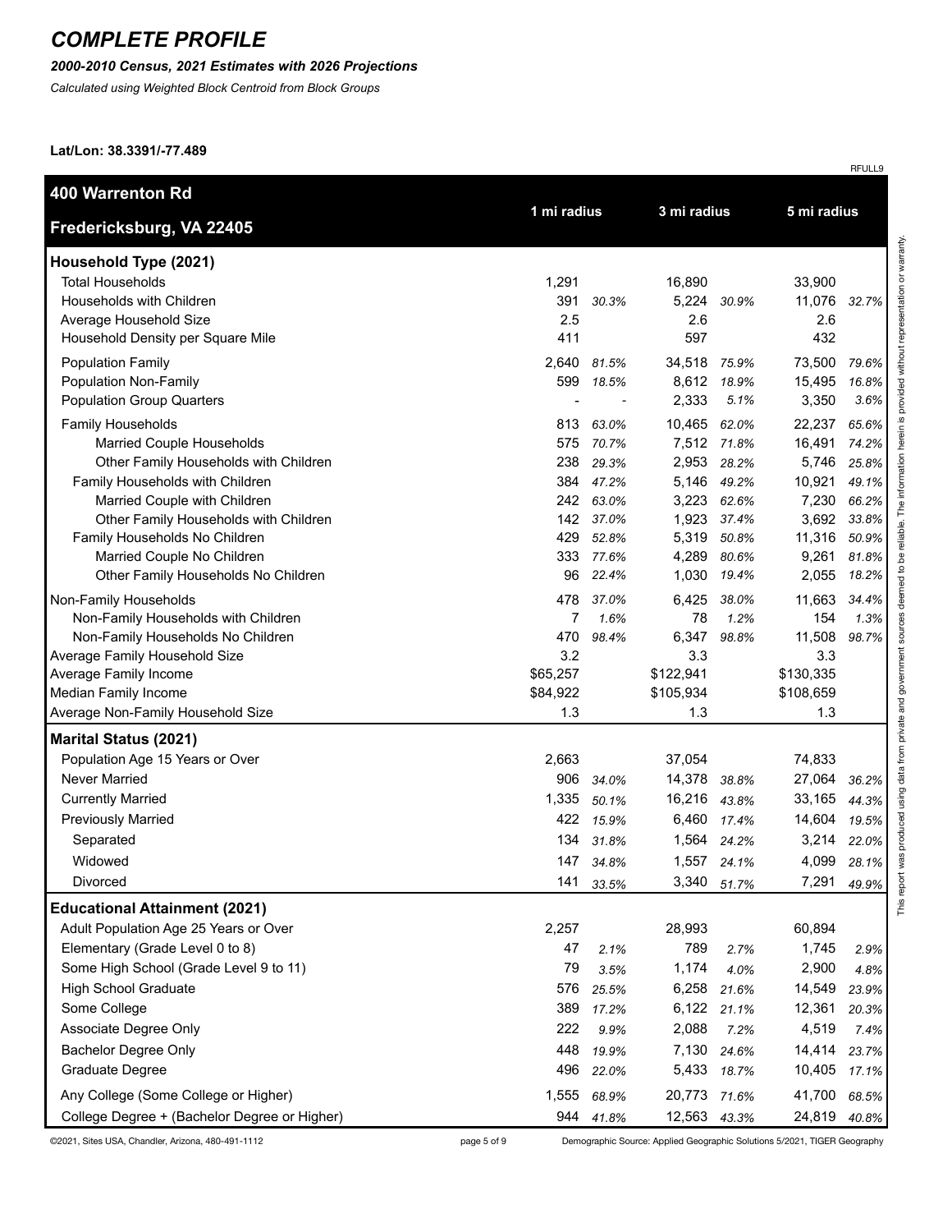# COMPLETE PROFILE

***2000-2010 Census, 2021 Estimates with 2026 Projections***

*Calculated using Weighted Block Centroid from Block Groups*

**Lat/Lon: 38.3391/-77.489**

RFULL9

| **400 Warrenton Rd Fredericksburg, VA 22405** | 1 mi radius | | 3 mi radius | | 5 mi radius | |
|---|---|---|---|---|---|---|
| **Household Type (2021)** | | | | | | |
| Total Households | 1,291 | | 16,890 | | 33,900 | |
| Households with Children | 391 | *30.3%* | 5,224 | *30.9%* | 11,076 | *32.7%* |
| Average Household Size | 2.5 | | 2.6 | | 2.6 | |
| Household Density per Square Mile | 411 | | 597 | | 432 | |
| Population Family | 2,640 | *81.5%* | 34,518 | *75.9%* | 73,500 | *79.6%* |
| Population Non-Family | 599 | *18.5%* | 8,612 | *18.9%* | 15,495 | *16.8%* |
| Population Group Quarters | - | - | 2,333 | *5.1%* | 3,350 | *3.6%* |
| Family Households | 813 | *63.0%* | 10,465 | *62.0%* | 22,237 | *65.6%* |
| Married Couple Households | 575 | *70.7%* | 7,512 | *71.8%* | 16,491 | *74.2%* |
| Other Family Households with Children | 238 | *29.3%* | 2,953 | *28.2%* | 5,746 | *25.8%* |
| Family Households with Children | 384 | *47.2%* | 5,146 | *49.2%* | 10,921 | *49.1%* |
| Married Couple with Children | 242 | *63.0%* | 3,223 | *62.6%* | 7,230 | *66.2%* |
| Other Family Households with Children | 142 | *37.0%* | 1,923 | *37.4%* | 3,692 | *33.8%* |
| Family Households No Children | 429 | *52.8%* | 5,319 | *50.8%* | 11,316 | *50.9%* |
| Married Couple No Children | 333 | *77.6%* | 4,289 | *80.6%* | 9,261 | *81.8%* |
| Other Family Households No Children | 96 | *22.4%* | 1,030 | *19.4%* | 2,055 | *18.2%* |
| Non-Family Households | 478 | *37.0%* | 6,425 | *38.0%* | 11,663 | *34.4%* |
| Non-Family Households with Children | 7 | *1.6%* | 78 | *1.2%* | 154 | *1.3%* |
| Non-Family Households No Children | 470 | *98.4%* | 6,347 | *98.8%* | 11,508 | *98.7%* |
| Average Family Household Size | 3.2 | | 3.3 | | 3.3 | |
| Average Family Income | $65,257 | | $122,941 | | $130,335 | |
| Median Family Income | $84,922 | | $105,934 | | $108,659 | |
| Average Non-Family Household Size | 1.3 | | 1.3 | | 1.3 | |
| **Marital Status (2021)** | | | | | | |
| Population Age 15 Years or Over | 2,663 | | 37,054 | | 74,833 | |
| Never Married | 906 | *34.0%* | 14,378 | *38.8%* | 27,064 | *36.2%* |
| Currently Married | 1,335 | *50.1%* | 16,216 | *43.8%* | 33,165 | *44.3%* |
| Previously Married | 422 | *15.9%* | 6,460 | *17.4%* | 14,604 | *19.5%* |
| Separated | 134 | *31.8%* | 1,564 | *24.2%* | 3,214 | *22.0%* |
| Widowed | 147 | *34.8%* | 1,557 | *24.1%* | 4,099 | *28.1%* |
| Divorced | 141 | *33.5%* | 3,340 | *51.7%* | 7,291 | *49.9%* |
| **Educational Attainment (2021)** | | | | | | |
| Adult Population Age 25 Years or Over | 2,257 | | 28,993 | | 60,894 | |
| Elementary (Grade Level 0 to 8) | 47 | *2.1%* | 789 | *2.7%* | 1,745 | *2.9%* |
| Some High School (Grade Level 9 to 11) | 79 | *3.5%* | 1,174 | *4.0%* | 2,900 | *4.8%* |
| High School Graduate | 576 | *25.5%* | 6,258 | *21.6%* | 14,549 | *23.9%* |
| Some College | 389 | *17.2%* | 6,122 | *21.1%* | 12,361 | *20.3%* |
| Associate Degree Only | 222 | *9.9%* | 2,088 | *7.2%* | 4,519 | *7.4%* |
| Bachelor Degree Only | 448 | *19.9%* | 7,130 | *24.6%* | 14,414 | *23.7%* |
| Graduate Degree | 496 | *22.0%* | 5,433 | *18.7%* | 10,405 | *17.1%* |
| Any College (Some College or Higher) | 1,555 | *68.9%* | 20,773 | *71.6%* | 41,700 | *68.5%* |
| College Degree + (Bachelor Degree or Higher) | 944 | *41.8%* | 12,563 | *43.3%* | 24,819 | *40.8%* |

This report was produced using data from private and government sources deemed to be reliable. The information herein is provided without representation or warranty.

©2021, Sites USA, Chandler, Arizona, 480-491-1112

Demographic Source: Applied Geographic Solutions 5/2021, TIGER Geography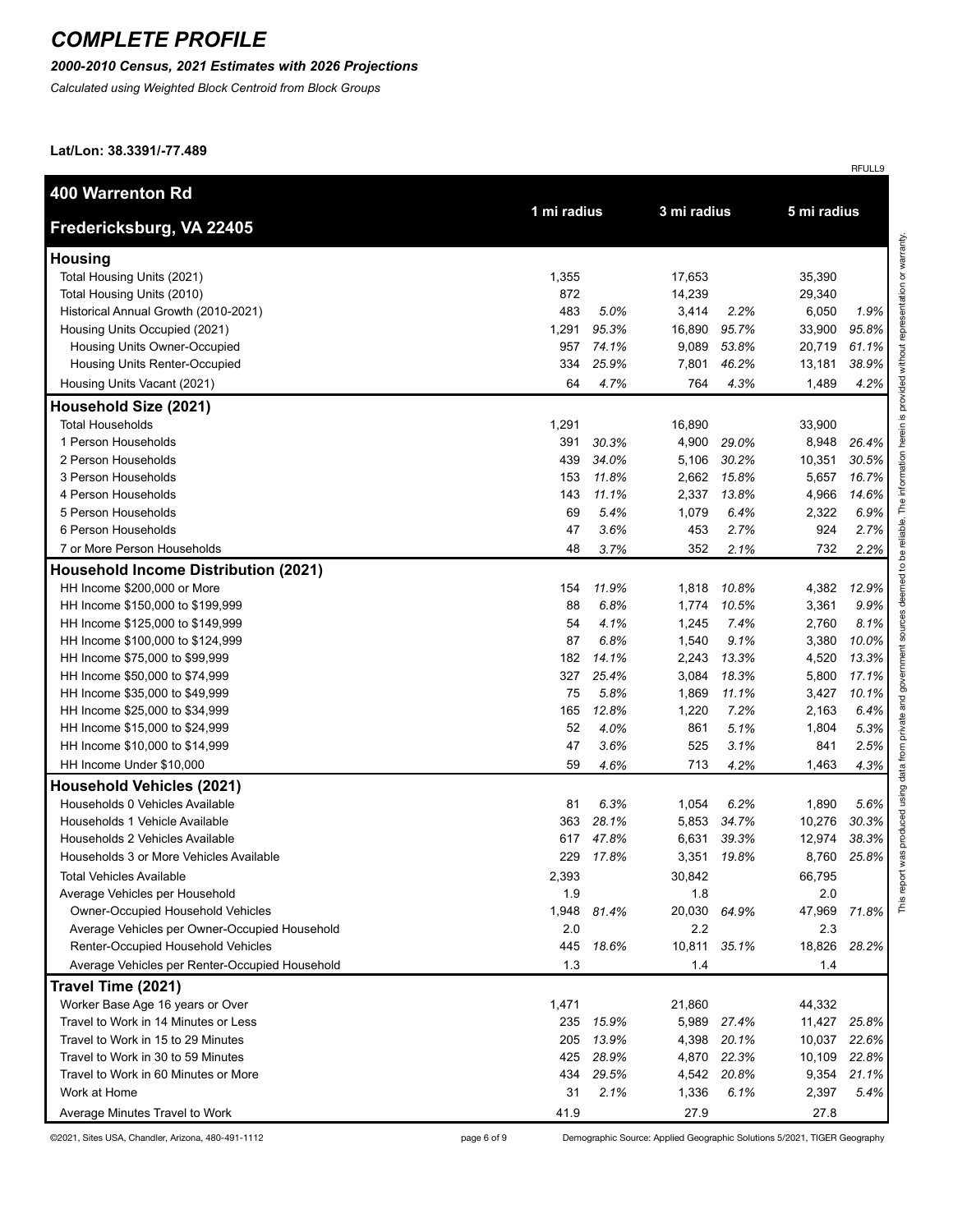# COMPLETE PROFILE

***2000-2010 Census, 2021 Estimates with 2026 Projections***

*Calculated using Weighted Block Centroid from Block Groups*

**Lat/Lon: 38.3391/-77.489**

RFULL9

| 400 Warrenton Rd<br>Fredericksburg, VA 22405 | 1 mi radius | | 3 mi radius | | 5 mi radius | |
|---|---|---|---|---|---|---|
| **Housing** | | | | | | |
| Total Housing Units (2021) | 1,355 | | 17,653 | | 35,390 | |
| Total Housing Units (2010) | 872 | | 14,239 | | 29,340 | |
| Historical Annual Growth (2010-2021) | 483 | *5.0%* | 3,414 | *2.2%* | 6,050 | *1.9%* |
| Housing Units Occupied (2021) | 1,291 | *95.3%* | 16,890 | *95.7%* | 33,900 | *95.8%* |
| Housing Units Owner-Occupied | 957 | *74.1%* | 9,089 | *53.8%* | 20,719 | *61.1%* |
| Housing Units Renter-Occupied | 334 | *25.9%* | 7,801 | *46.2%* | 13,181 | *38.9%* |
| Housing Units Vacant (2021) | 64 | *4.7%* | 764 | *4.3%* | 1,489 | *4.2%* |
| **Household Size (2021)** | | | | | | |
| Total Households | 1,291 | | 16,890 | | 33,900 | |
| 1 Person Households | 391 | *30.3%* | 4,900 | *29.0%* | 8,948 | *26.4%* |
| 2 Person Households | 439 | *34.0%* | 5,106 | *30.2%* | 10,351 | *30.5%* |
| 3 Person Households | 153 | *11.8%* | 2,662 | *15.8%* | 5,657 | *16.7%* |
| 4 Person Households | 143 | *11.1%* | 2,337 | *13.8%* | 4,966 | *14.6%* |
| 5 Person Households | 69 | *5.4%* | 1,079 | *6.4%* | 2,322 | *6.9%* |
| 6 Person Households | 47 | *3.6%* | 453 | *2.7%* | 924 | *2.7%* |
| 7 or More Person Households | 48 | *3.7%* | 352 | *2.1%* | 732 | *2.2%* |
| **Household Income Distribution (2021)** | | | | | | |
| HH Income $200,000 or More | 154 | *11.9%* | 1,818 | *10.8%* | 4,382 | *12.9%* |
| HH Income $150,000 to $199,999 | 88 | *6.8%* | 1,774 | *10.5%* | 3,361 | *9.9%* |
| HH Income $125,000 to $149,999 | 54 | *4.1%* | 1,245 | *7.4%* | 2,760 | *8.1%* |
| HH Income $100,000 to $124,999 | 87 | *6.8%* | 1,540 | *9.1%* | 3,380 | *10.0%* |
| HH Income $75,000 to $99,999 | 182 | *14.1%* | 2,243 | *13.3%* | 4,520 | *13.3%* |
| HH Income $50,000 to $74,999 | 327 | *25.4%* | 3,084 | *18.3%* | 5,800 | *17.1%* |
| HH Income $35,000 to $49,999 | 75 | *5.8%* | 1,869 | *11.1%* | 3,427 | *10.1%* |
| HH Income $25,000 to $34,999 | 165 | *12.8%* | 1,220 | *7.2%* | 2,163 | *6.4%* |
| HH Income $15,000 to $24,999 | 52 | *4.0%* | 861 | *5.1%* | 1,804 | *5.3%* |
| HH Income $10,000 to $14,999 | 47 | *3.6%* | 525 | *3.1%* | 841 | *2.5%* |
| HH Income Under $10,000 | 59 | *4.6%* | 713 | *4.2%* | 1,463 | *4.3%* |
| **Household Vehicles (2021)** | | | | | | |
| Households 0 Vehicles Available | 81 | *6.3%* | 1,054 | *6.2%* | 1,890 | *5.6%* |
| Households 1 Vehicle Available | 363 | *28.1%* | 5,853 | *34.7%* | 10,276 | *30.3%* |
| Households 2 Vehicles Available | 617 | *47.8%* | 6,631 | *39.3%* | 12,974 | *38.3%* |
| Households 3 or More Vehicles Available | 229 | *17.8%* | 3,351 | *19.8%* | 8,760 | *25.8%* |
| Total Vehicles Available | 2,393 | | 30,842 | | 66,795 | |
| Average Vehicles per Household | 1.9 | | 1.8 | | 2.0 | |
| Owner-Occupied Household Vehicles | 1,948 | *81.4%* | 20,030 | *64.9%* | 47,969 | *71.8%* |
| Average Vehicles per Owner-Occupied Household | 2.0 | | 2.2 | | 2.3 | |
| Renter-Occupied Household Vehicles | 445 | *18.6%* | 10,811 | *35.1%* | 18,826 | *28.2%* |
| Average Vehicles per Renter-Occupied Household | 1.3 | | 1.4 | | 1.4 | |
| **Travel Time (2021)** | | | | | | |
| Worker Base Age 16 years or Over | 1,471 | | 21,860 | | 44,332 | |
| Travel to Work in 14 Minutes or Less | 235 | *15.9%* | 5,989 | *27.4%* | 11,427 | *25.8%* |
| Travel to Work in 15 to 29 Minutes | 205 | *13.9%* | 4,398 | *20.1%* | 10,037 | *22.6%* |
| Travel to Work in 30 to 59 Minutes | 425 | *28.9%* | 4,870 | *22.3%* | 10,109 | *22.8%* |
| Travel to Work in 60 Minutes or More | 434 | *29.5%* | 4,542 | *20.8%* | 9,354 | *21.1%* |
| Work at Home | 31 | *2.1%* | 1,336 | *6.1%* | 2,397 | *5.4%* |
| Average Minutes Travel to Work | 41.9 | | 27.9 | | 27.8 | |

This report was produced using data from private and government sources deemed to be reliable. The information herein is provided without representation or warranty.

©2021, Sites USA, Chandler, Arizona, 480-491-1112

Demographic Source: Applied Geographic Solutions 5/2021, TIGER Geography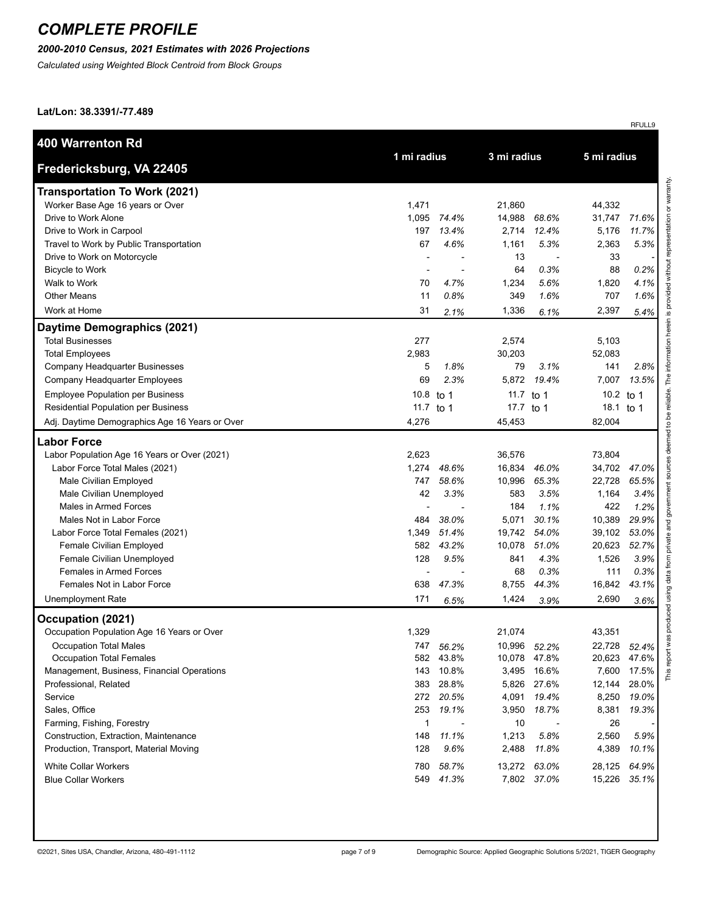# COMPLETE PROFILE

***2000-2010 Census, 2021 Estimates with 2026 Projections***

*Calculated using Weighted Block Centroid from Block Groups*

**Lat/Lon: 38.3391/-77.489**

RFULL9

| **400 Warrenton Rd** **Fredericksburg, VA 22405** | 1 mi radius | | 3 mi radius | | 5 mi radius | |
|---|---|---|---|---|---|---|
| **Transportation To Work (2021)** | | | | | | |
| Worker Base Age 16 years or Over | 1,471 | | 21,860 | | 44,332 | |
| Drive to Work Alone | 1,095 | *74.4%* | 14,988 | *68.6%* | 31,747 | *71.6%* |
| Drive to Work in Carpool | 197 | *13.4%* | 2,714 | *12.4%* | 5,176 | *11.7%* |
| Travel to Work by Public Transportation | 67 | *4.6%* | 1,161 | *5.3%* | 2,363 | *5.3%* |
| Drive to Work on Motorcycle | - | - | 13 | - | 33 | - |
| Bicycle to Work | - | - | 64 | *0.3%* | 88 | *0.2%* |
| Walk to Work | 70 | *4.7%* | 1,234 | *5.6%* | 1,820 | *4.1%* |
| Other Means | 11 | *0.8%* | 349 | *1.6%* | 707 | *1.6%* |
| Work at Home | 31 | *2.1%* | 1,336 | *6.1%* | 2,397 | *5.4%* |
| **Daytime Demographics (2021)** | | | | | | |
| Total Businesses | 277 | | 2,574 | | 5,103 | |
| Total Employees | 2,983 | | 30,203 | | 52,083 | |
| Company Headquarter Businesses | 5 | *1.8%* | 79 | *3.1%* | 141 | *2.8%* |
| Company Headquarter Employees | 69 | *2.3%* | 5,872 | *19.4%* | 7,007 | *13.5%* |
| Employee Population per Business | 10.8 | to 1 | 11.7 | to 1 | 10.2 | to 1 |
| Residential Population per Business | 11.7 | to 1 | 17.7 | to 1 | 18.1 | to 1 |
| Adj. Daytime Demographics Age 16 Years or Over | 4,276 | | 45,453 | | 82,004 | |
| **Labor Force** | | | | | | |
| Labor Population Age 16 Years or Over (2021) | 2,623 | | 36,576 | | 73,804 | |
| Labor Force Total Males (2021) | 1,274 | *48.6%* | 16,834 | *46.0%* | 34,702 | *47.0%* |
| Male Civilian Employed | 747 | *58.6%* | 10,996 | *65.3%* | 22,728 | *65.5%* |
| Male Civilian Unemployed | 42 | *3.3%* | 583 | *3.5%* | 1,164 | *3.4%* |
| Males in Armed Forces | - | - | 184 | *1.1%* | 422 | *1.2%* |
| Males Not in Labor Force | 484 | *38.0%* | 5,071 | *30.1%* | 10,389 | *29.9%* |
| Labor Force Total Females (2021) | 1,349 | *51.4%* | 19,742 | *54.0%* | 39,102 | *53.0%* |
| Female Civilian Employed | 582 | *43.2%* | 10,078 | *51.0%* | 20,623 | *52.7%* |
| Female Civilian Unemployed | 128 | *9.5%* | 841 | *4.3%* | 1,526 | *3.9%* |
| Females in Armed Forces | - | - | 68 | *0.3%* | 111 | *0.3%* |
| Females Not in Labor Force | 638 | *47.3%* | 8,755 | *44.3%* | 16,842 | *43.1%* |
| Unemployment Rate | 171 | *6.5%* | 1,424 | *3.9%* | 2,690 | *3.6%* |
| **Occupation (2021)** | | | | | | |
| Occupation Population Age 16 Years or Over | 1,329 | | 21,074 | | 43,351 | |
| Occupation Total Males | 747 | *56.2%* | 10,996 | *52.2%* | 22,728 | *52.4%* |
| Occupation Total Females | 582 | 43.8% | 10,078 | 47.8% | 20,623 | 47.6% |
| Management, Business, Financial Operations | 143 | 10.8% | 3,495 | 16.6% | 7,600 | 17.5% |
| Professional, Related | 383 | 28.8% | 5,826 | 27.6% | 12,144 | 28.0% |
| Service | 272 | *20.5%* | 4,091 | *19.4%* | 8,250 | *19.0%* |
| Sales, Office | 253 | *19.1%* | 3,950 | *18.7%* | 8,381 | *19.3%* |
| Farming, Fishing, Forestry | 1 | - | 10 | - | 26 | - |
| Construction, Extraction, Maintenance | 148 | *11.1%* | 1,213 | *5.8%* | 2,560 | *5.9%* |
| Production, Transport, Material Moving | 128 | *9.6%* | 2,488 | *11.8%* | 4,389 | *10.1%* |
| White Collar Workers | 780 | *58.7%* | 13,272 | *63.0%* | 28,125 | *64.9%* |
| Blue Collar Workers | 549 | *41.3%* | 7,802 | *37.0%* | 15,226 | *35.1%* |

This report was produced using data from private and government sources deemed to be reliable. The information herein is provided without representation or warranty.

©2021, Sites USA, Chandler, Arizona, 480-491-1112

Demographic Source: Applied Geographic Solutions 5/2021, TIGER Geography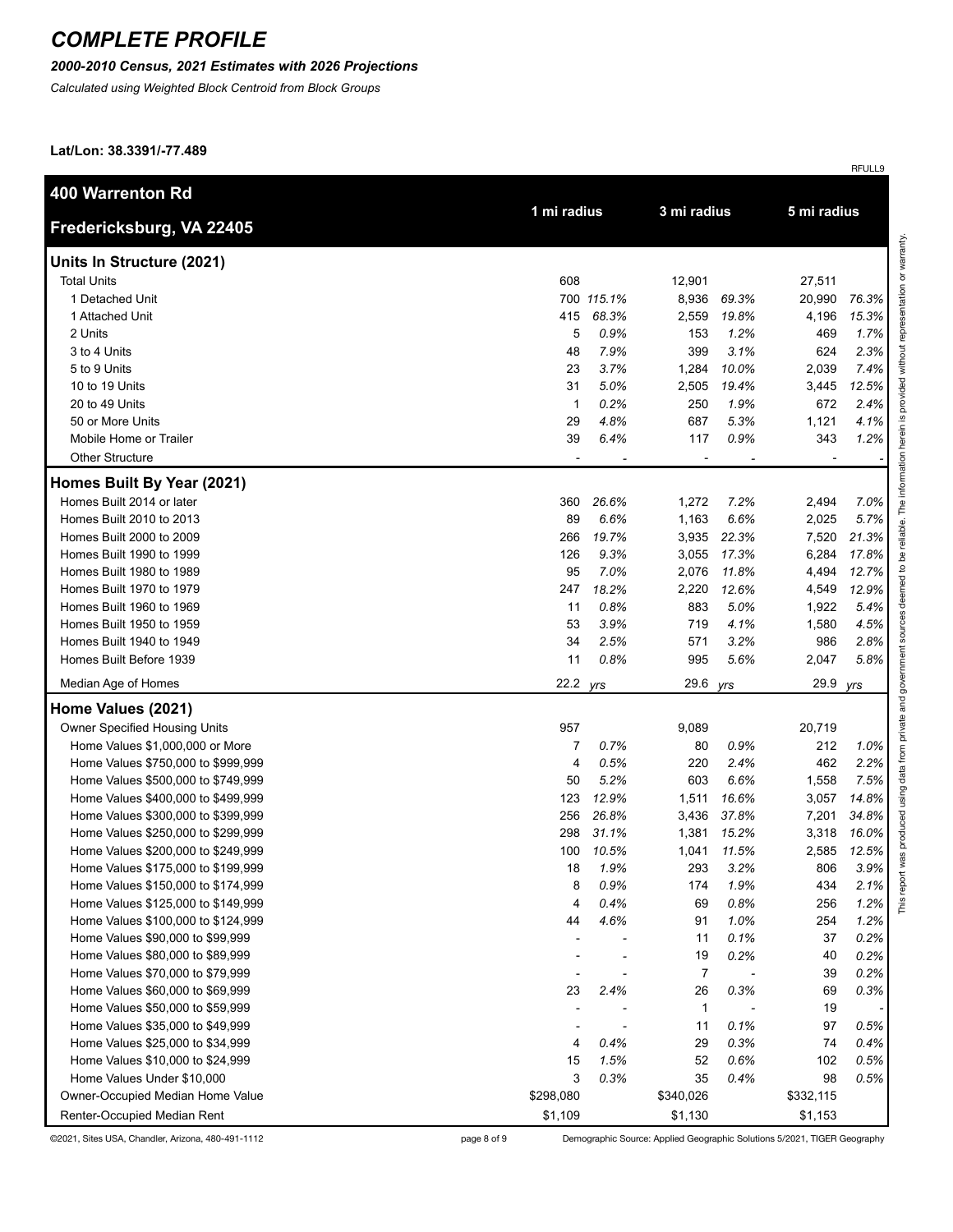# COMPLETE PROFILE

***2000-2010 Census, 2021 Estimates with 2026 Projections***

*Calculated using Weighted Block Centroid from Block Groups*

**Lat/Lon: 38.3391/-77.489**

RFULL9

| **400 Warrenton Rd Fredericksburg, VA 22405** | **1 mi radius** | | **3 mi radius** | | **5 mi radius** | |
|---|---|---|---|---|---|---|
| **Units In Structure (2021)** | | | | | | |
| Total Units | 608 | | 12,901 | | 27,511 | |
| 1 Detached Unit | 700 | *115.1%* | 8,936 | *69.3%* | 20,990 | *76.3%* |
| 1 Attached Unit | 415 | *68.3%* | 2,559 | *19.8%* | 4,196 | *15.3%* |
| 2 Units | 5 | *0.9%* | 153 | *1.2%* | 469 | *1.7%* |
| 3 to 4 Units | 48 | *7.9%* | 399 | *3.1%* | 624 | *2.3%* |
| 5 to 9 Units | 23 | *3.7%* | 1,284 | *10.0%* | 2,039 | *7.4%* |
| 10 to 19 Units | 31 | *5.0%* | 2,505 | *19.4%* | 3,445 | *12.5%* |
| 20 to 49 Units | 1 | *0.2%* | 250 | *1.9%* | 672 | *2.4%* |
| 50 or More Units | 29 | *4.8%* | 687 | *5.3%* | 1,121 | *4.1%* |
| Mobile Home or Trailer | 39 | *6.4%* | 117 | *0.9%* | 343 | *1.2%* |
| Other Structure | - | - | - | - | - | - |
| **Homes Built By Year (2021)** | | | | | | |
| Homes Built 2014 or later | 360 | *26.6%* | 1,272 | *7.2%* | 2,494 | *7.0%* |
| Homes Built 2010 to 2013 | 89 | *6.6%* | 1,163 | *6.6%* | 2,025 | *5.7%* |
| Homes Built 2000 to 2009 | 266 | *19.7%* | 3,935 | *22.3%* | 7,520 | *21.3%* |
| Homes Built 1990 to 1999 | 126 | *9.3%* | 3,055 | *17.3%* | 6,284 | *17.8%* |
| Homes Built 1980 to 1989 | 95 | *7.0%* | 2,076 | *11.8%* | 4,494 | *12.7%* |
| Homes Built 1970 to 1979 | 247 | *18.2%* | 2,220 | *12.6%* | 4,549 | *12.9%* |
| Homes Built 1960 to 1969 | 11 | *0.8%* | 883 | *5.0%* | 1,922 | *5.4%* |
| Homes Built 1950 to 1959 | 53 | *3.9%* | 719 | *4.1%* | 1,580 | *4.5%* |
| Homes Built 1940 to 1949 | 34 | *2.5%* | 571 | *3.2%* | 986 | *2.8%* |
| Homes Built Before 1939 | 11 | *0.8%* | 995 | *5.6%* | 2,047 | *5.8%* |
| Median Age of Homes | 22.2 | *yrs* | 29.6 | *yrs* | 29.9 | *yrs* |
| **Home Values (2021)** | | | | | | |
| Owner Specified Housing Units | 957 | | 9,089 | | 20,719 | |
| Home Values $1,000,000 or More | 7 | *0.7%* | 80 | *0.9%* | 212 | *1.0%* |
| Home Values $750,000 to $999,999 | 4 | *0.5%* | 220 | *2.4%* | 462 | *2.2%* |
| Home Values $500,000 to $749,999 | 50 | *5.2%* | 603 | *6.6%* | 1,558 | *7.5%* |
| Home Values $400,000 to $499,999 | 123 | *12.9%* | 1,511 | *16.6%* | 3,057 | *14.8%* |
| Home Values $300,000 to $399,999 | 256 | *26.8%* | 3,436 | *37.8%* | 7,201 | *34.8%* |
| Home Values $250,000 to $299,999 | 298 | *31.1%* | 1,381 | *15.2%* | 3,318 | *16.0%* |
| Home Values $200,000 to $249,999 | 100 | *10.5%* | 1,041 | *11.5%* | 2,585 | *12.5%* |
| Home Values $175,000 to $199,999 | 18 | *1.9%* | 293 | *3.2%* | 806 | *3.9%* |
| Home Values $150,000 to $174,999 | 8 | *0.9%* | 174 | *1.9%* | 434 | *2.1%* |
| Home Values $125,000 to $149,999 | 4 | *0.4%* | 69 | *0.8%* | 256 | *1.2%* |
| Home Values $100,000 to $124,999 | 44 | *4.6%* | 91 | *1.0%* | 254 | *1.2%* |
| Home Values $90,000 to $99,999 | - | - | 11 | *0.1%* | 37 | *0.2%* |
| Home Values $80,000 to $89,999 | - | - | 19 | *0.2%* | 40 | *0.2%* |
| Home Values $70,000 to $79,999 | - | - | 7 | - | 39 | *0.2%* |
| Home Values $60,000 to $69,999 | 23 | *2.4%* | 26 | *0.3%* | 69 | *0.3%* |
| Home Values $50,000 to $59,999 | - | - | 1 | - | 19 | - |
| Home Values $35,000 to $49,999 | - | - | 11 | *0.1%* | 97 | *0.5%* |
| Home Values $25,000 to $34,999 | 4 | *0.4%* | 29 | *0.3%* | 74 | *0.4%* |
| Home Values $10,000 to $24,999 | 15 | *1.5%* | 52 | *0.6%* | 102 | *0.5%* |
| Home Values Under $10,000 | 3 | *0.3%* | 35 | *0.4%* | 98 | *0.5%* |
| Owner-Occupied Median Home Value | $298,080 | | $340,026 | | $332,115 | |
| Renter-Occupied Median Rent | $1,109 | | $1,130 | | $1,153 | |

This report was produced using data from private and government sources deemed to be reliable. The information herein is provided without representation or warranty.

©2021, Sites USA, Chandler, Arizona, 480-491-1112

Demographic Source: Applied Geographic Solutions 5/2021, TIGER Geography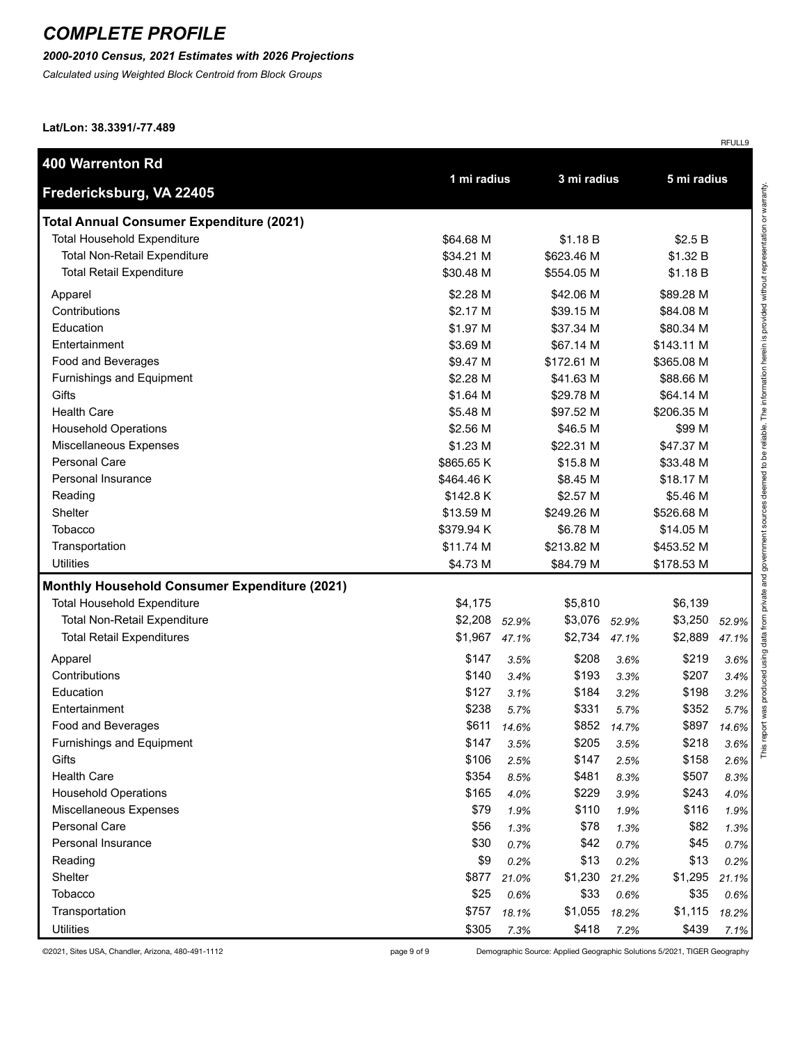# COMPLETE PROFILE

***2000-2010 Census, 2021 Estimates with 2026 Projections***

*Calculated using Weighted Block Centroid from Block Groups*

**Lat/Lon: 38.3391/-77.489**

RFULL9

| **400 Warrenton Rd Fredericksburg, VA 22405** | 1 mi radius | | 3 mi radius | | 5 mi radius | |
|---|---|---|---|---|---|---|
| **Total Annual Consumer Expenditure (2021)** | | | | | | |
| Total Household Expenditure | $64.68 M | | $1.18 B | | $2.5 B | |
| Total Non-Retail Expenditure | $34.21 M | | $623.46 M | | $1.32 B | |
| Total Retail Expenditure | $30.48 M | | $554.05 M | | $1.18 B | |
| Apparel | $2.28 M | | $42.06 M | | $89.28 M | |
| Contributions | $2.17 M | | $39.15 M | | $84.08 M | |
| Education | $1.97 M | | $37.34 M | | $80.34 M | |
| Entertainment | $3.69 M | | $67.14 M | | $143.11 M | |
| Food and Beverages | $9.47 M | | $172.61 M | | $365.08 M | |
| Furnishings and Equipment | $2.28 M | | $41.63 M | | $88.66 M | |
| Gifts | $1.64 M | | $29.78 M | | $64.14 M | |
| Health Care | $5.48 M | | $97.52 M | | $206.35 M | |
| Household Operations | $2.56 M | | $46.5 M | | $99 M | |
| Miscellaneous Expenses | $1.23 M | | $22.31 M | | $47.37 M | |
| Personal Care | $865.65 K | | $15.8 M | | $33.48 M | |
| Personal Insurance | $464.46 K | | $8.45 M | | $18.17 M | |
| Reading | $142.8 K | | $2.57 M | | $5.46 M | |
| Shelter | $13.59 M | | $249.26 M | | $526.68 M | |
| Tobacco | $379.94 K | | $6.78 M | | $14.05 M | |
| Transportation | $11.74 M | | $213.82 M | | $453.52 M | |
| Utilities | $4.73 M | | $84.79 M | | $178.53 M | |
| **Monthly Household Consumer Expenditure (2021)** | | | | | | |
| Total Household Expenditure | $4,175 | | $5,810 | | $6,139 | |
| Total Non-Retail Expenditure | $2,208 | *52.9%* | $3,076 | *52.9%* | $3,250 | *52.9%* |
| Total Retail Expenditures | $1,967 | *47.1%* | $2,734 | *47.1%* | $2,889 | *47.1%* |
| Apparel | $147 | *3.5%* | $208 | *3.6%* | $219 | *3.6%* |
| Contributions | $140 | *3.4%* | $193 | *3.3%* | $207 | *3.4%* |
| Education | $127 | *3.1%* | $184 | *3.2%* | $198 | *3.2%* |
| Entertainment | $238 | *5.7%* | $331 | *5.7%* | $352 | *5.7%* |
| Food and Beverages | $611 | *14.6%* | $852 | *14.7%* | $897 | *14.6%* |
| Furnishings and Equipment | $147 | *3.5%* | $205 | *3.5%* | $218 | *3.6%* |
| Gifts | $106 | *2.5%* | $147 | *2.5%* | $158 | *2.6%* |
| Health Care | $354 | *8.5%* | $481 | *8.3%* | $507 | *8.3%* |
| Household Operations | $165 | *4.0%* | $229 | *3.9%* | $243 | *4.0%* |
| Miscellaneous Expenses | $79 | *1.9%* | $110 | *1.9%* | $116 | *1.9%* |
| Personal Care | $56 | *1.3%* | $78 | *1.3%* | $82 | *1.3%* |
| Personal Insurance | $30 | *0.7%* | $42 | *0.7%* | $45 | *0.7%* |
| Reading | $9 | *0.2%* | $13 | *0.2%* | $13 | *0.2%* |
| Shelter | $877 | *21.0%* | $1,230 | *21.2%* | $1,295 | *21.1%* |
| Tobacco | $25 | *0.6%* | $33 | *0.6%* | $35 | *0.6%* |
| Transportation | $757 | *18.1%* | $1,055 | *18.2%* | $1,115 | *18.2%* |
| Utilities | $305 | *7.3%* | $418 | *7.2%* | $439 | *7.1%* |

This report was produced using data from private and government sources deemed to be reliable. The information herein is provided without representation or warranty.

©2021, Sites USA, Chandler, Arizona, 480-491-1112

Demographic Source: Applied Geographic Solutions 5/2021, TIGER Geography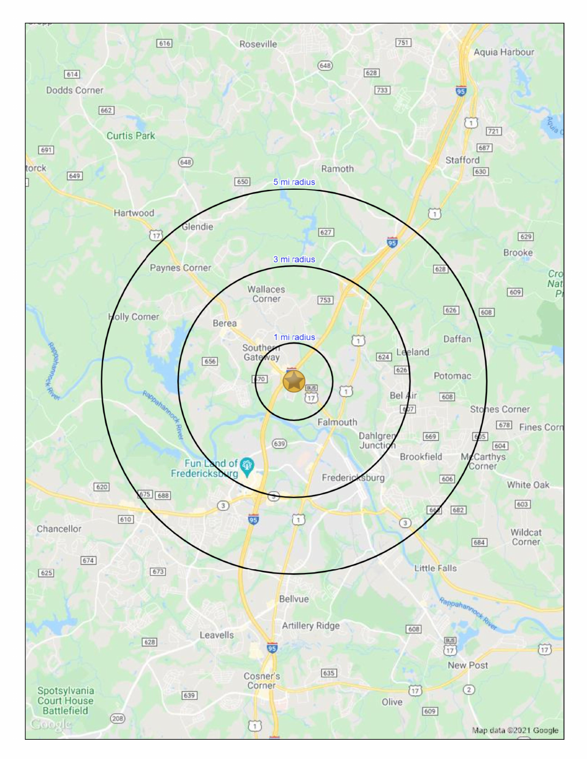5 mi radius

3 mi radius

1 mi radius

Map data ©2021 Google